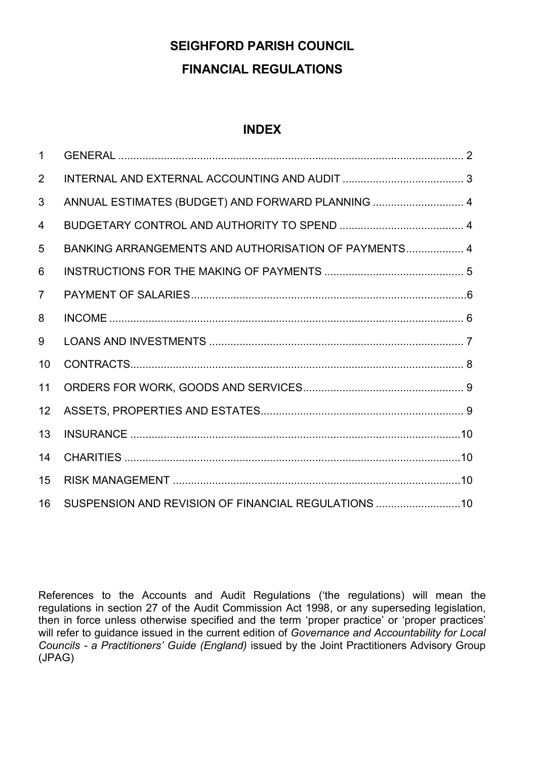# SEIGHFORD PARISH COUNCIL

# FINANCIAL REGULATIONS

## INDEX

| | | |
|---|---|---|
| 1 | GENERAL | 2 |
| 2 | INTERNAL AND EXTERNAL ACCOUNTING AND AUDIT | 3 |
| 3 | ANNUAL ESTIMATES (BUDGET) AND FORWARD PLANNING | 4 |
| 4 | BUDGETARY CONTROL AND AUTHORITY TO SPEND | 4 |
| 5 | BANKING ARRANGEMENTS AND AUTHORISATION OF PAYMENTS | 4 |
| 6 | INSTRUCTIONS FOR THE MAKING OF PAYMENTS | 5 |
| 7 | PAYMENT OF SALARIES | 6 |
| 8 | INCOME | 6 |
| 9 | LOANS AND INVESTMENTS | 7 |
| 10 | CONTRACTS | 8 |
| 11 | ORDERS FOR WORK, GOODS AND SERVICES | 9 |
| 12 | ASSETS, PROPERTIES AND ESTATES | 9 |
| 13 | INSURANCE | 10 |
| 14 | CHARITIES | 10 |
| 15 | RISK MANAGEMENT | 10 |
| 16 | SUSPENSION AND REVISION OF FINANCIAL REGULATIONS | 10 |

References to the Accounts and Audit Regulations ('the regulations) will mean the regulations in section 27 of the Audit Commission Act 1998, or any superseding legislation, then in force unless otherwise specified and the term 'proper practice' or 'proper practices' will refer to guidance issued in the current edition of *Governance and Accountability for Local Councils - a Practitioners' Guide (England)* issued by the Joint Practitioners Advisory Group (JPAG)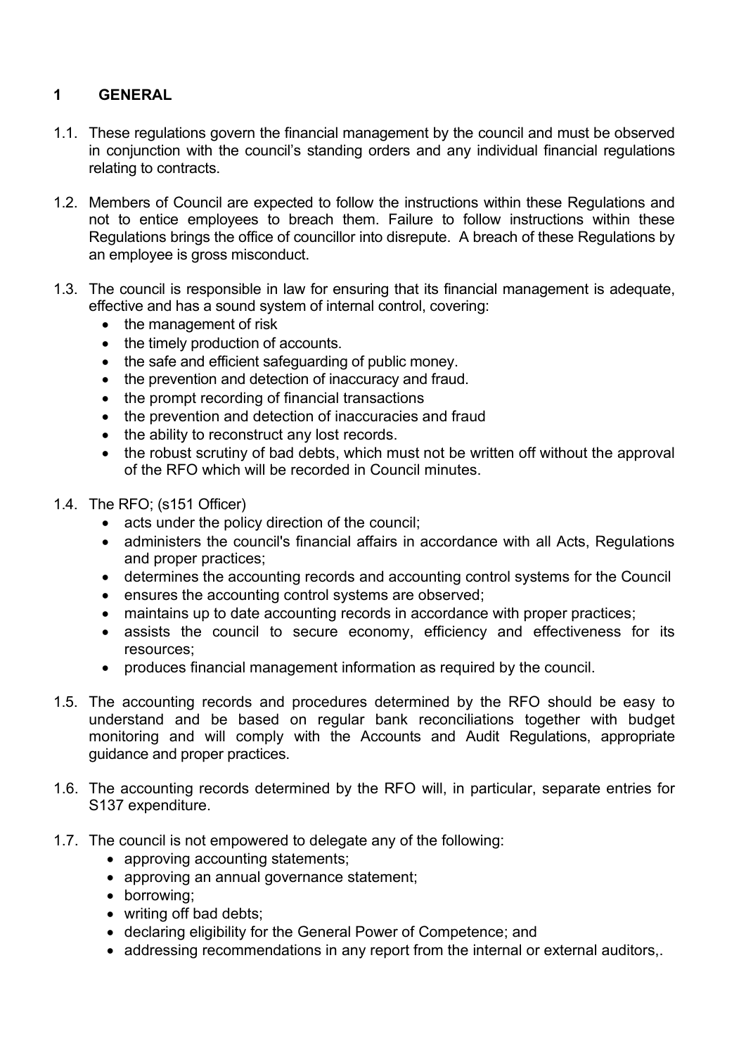## 1 GENERAL

1.1. These regulations govern the financial management by the council and must be observed in conjunction with the council's standing orders and any individual financial regulations relating to contracts.

1.2. Members of Council are expected to follow the instructions within these Regulations and not to entice employees to breach them. Failure to follow instructions within these Regulations brings the office of councillor into disrepute. A breach of these Regulations by an employee is gross misconduct.

1.3. The council is responsible in law for ensuring that its financial management is adequate, effective and has a sound system of internal control, covering:

- the management of risk
- the timely production of accounts.
- the safe and efficient safeguarding of public money.
- the prevention and detection of inaccuracy and fraud.
- the prompt recording of financial transactions
- the prevention and detection of inaccuracies and fraud
- the ability to reconstruct any lost records.
- the robust scrutiny of bad debts, which must not be written off without the approval of the RFO which will be recorded in Council minutes.

1.4. The RFO; (s151 Officer)

- acts under the policy direction of the council;
- administers the council's financial affairs in accordance with all Acts, Regulations and proper practices;
- determines the accounting records and accounting control systems for the Council
- ensures the accounting control systems are observed;
- maintains up to date accounting records in accordance with proper practices;
- assists the council to secure economy, efficiency and effectiveness for its resources;
- produces financial management information as required by the council.

1.5. The accounting records and procedures determined by the RFO should be easy to understand and be based on regular bank reconciliations together with budget monitoring and will comply with the Accounts and Audit Regulations, appropriate guidance and proper practices.

1.6. The accounting records determined by the RFO will, in particular, separate entries for S137 expenditure.

1.7. The council is not empowered to delegate any of the following:

- approving accounting statements;
- approving an annual governance statement;
- borrowing;
- writing off bad debts;
- declaring eligibility for the General Power of Competence; and
- addressing recommendations in any report from the internal or external auditors,.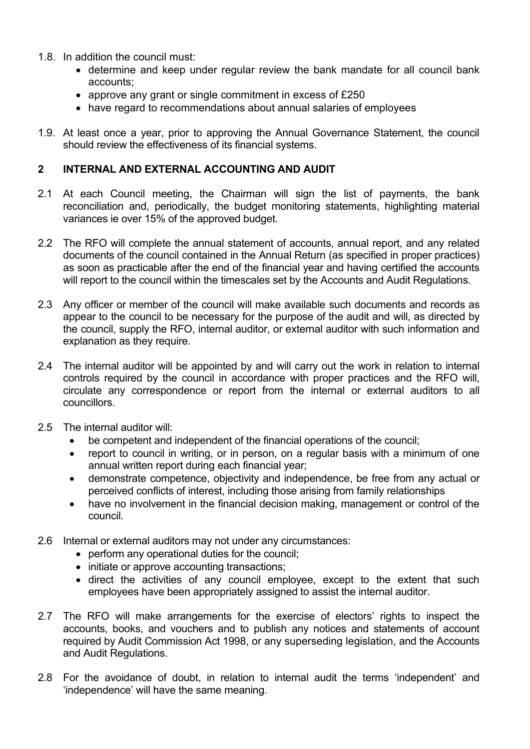1.8. In addition the council must:

- determine and keep under regular review the bank mandate for all council bank accounts;
- approve any grant or single commitment in excess of £250
- have regard to recommendations about annual salaries of employees

1.9. At least once a year, prior to approving the Annual Governance Statement, the council should review the effectiveness of its financial systems.

## 2 INTERNAL AND EXTERNAL ACCOUNTING AND AUDIT

2.1 At each Council meeting, the Chairman will sign the list of payments, the bank reconciliation and, periodically, the budget monitoring statements, highlighting material variances ie over 15% of the approved budget.

2.2 The RFO will complete the annual statement of accounts, annual report, and any related documents of the council contained in the Annual Return (as specified in proper practices) as soon as practicable after the end of the financial year and having certified the accounts will report to the council within the timescales set by the Accounts and Audit Regulations.

2.3 Any officer or member of the council will make available such documents and records as appear to the council to be necessary for the purpose of the audit and will, as directed by the council, supply the RFO, internal auditor, or external auditor with such information and explanation as they require.

2.4 The internal auditor will be appointed by and will carry out the work in relation to internal controls required by the council in accordance with proper practices and the RFO will, circulate any correspondence or report from the internal or external auditors to all councillors.

2.5 The internal auditor will:

- be competent and independent of the financial operations of the council;
- report to council in writing, or in person, on a regular basis with a minimum of one annual written report during each financial year;
- demonstrate competence, objectivity and independence, be free from any actual or perceived conflicts of interest, including those arising from family relationships
- have no involvement in the financial decision making, management or control of the council.

2.6 Internal or external auditors may not under any circumstances:

- perform any operational duties for the council;
- initiate or approve accounting transactions;
- direct the activities of any council employee, except to the extent that such employees have been appropriately assigned to assist the internal auditor.

2.7 The RFO will make arrangements for the exercise of electors' rights to inspect the accounts, books, and vouchers and to publish any notices and statements of account required by Audit Commission Act 1998, or any superseding legislation, and the Accounts and Audit Regulations.

2.8 For the avoidance of doubt, in relation to internal audit the terms 'independent' and 'independence' will have the same meaning.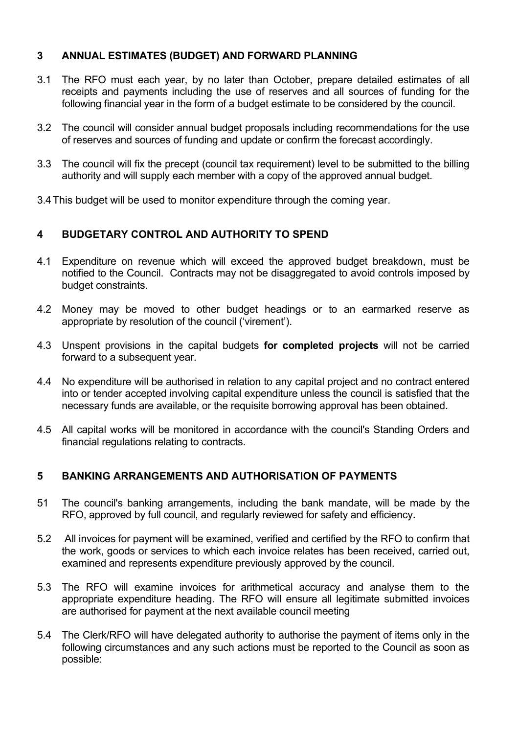## 3 ANNUAL ESTIMATES (BUDGET) AND FORWARD PLANNING

3.1 The RFO must each year, by no later than October, prepare detailed estimates of all receipts and payments including the use of reserves and all sources of funding for the following financial year in the form of a budget estimate to be considered by the council.

3.2 The council will consider annual budget proposals including recommendations for the use of reserves and sources of funding and update or confirm the forecast accordingly.

3.3 The council will fix the precept (council tax requirement) level to be submitted to the billing authority and will supply each member with a copy of the approved annual budget.

3.4 This budget will be used to monitor expenditure through the coming year.

## 4 BUDGETARY CONTROL AND AUTHORITY TO SPEND

4.1 Expenditure on revenue which will exceed the approved budget breakdown, must be notified to the Council. Contracts may not be disaggregated to avoid controls imposed by budget constraints.

4.2 Money may be moved to other budget headings or to an earmarked reserve as appropriate by resolution of the council ('virement').

4.3 Unspent provisions in the capital budgets **for completed projects** will not be carried forward to a subsequent year.

4.4 No expenditure will be authorised in relation to any capital project and no contract entered into or tender accepted involving capital expenditure unless the council is satisfied that the necessary funds are available, or the requisite borrowing approval has been obtained.

4.5 All capital works will be monitored in accordance with the council's Standing Orders and financial regulations relating to contracts.

## 5 BANKING ARRANGEMENTS AND AUTHORISATION OF PAYMENTS

51 The council's banking arrangements, including the bank mandate, will be made by the RFO, approved by full council, and regularly reviewed for safety and efficiency.

5.2 All invoices for payment will be examined, verified and certified by the RFO to confirm that the work, goods or services to which each invoice relates has been received, carried out, examined and represents expenditure previously approved by the council.

5.3 The RFO will examine invoices for arithmetical accuracy and analyse them to the appropriate expenditure heading. The RFO will ensure all legitimate submitted invoices are authorised for payment at the next available council meeting

5.4 The Clerk/RFO will have delegated authority to authorise the payment of items only in the following circumstances and any such actions must be reported to the Council as soon as possible: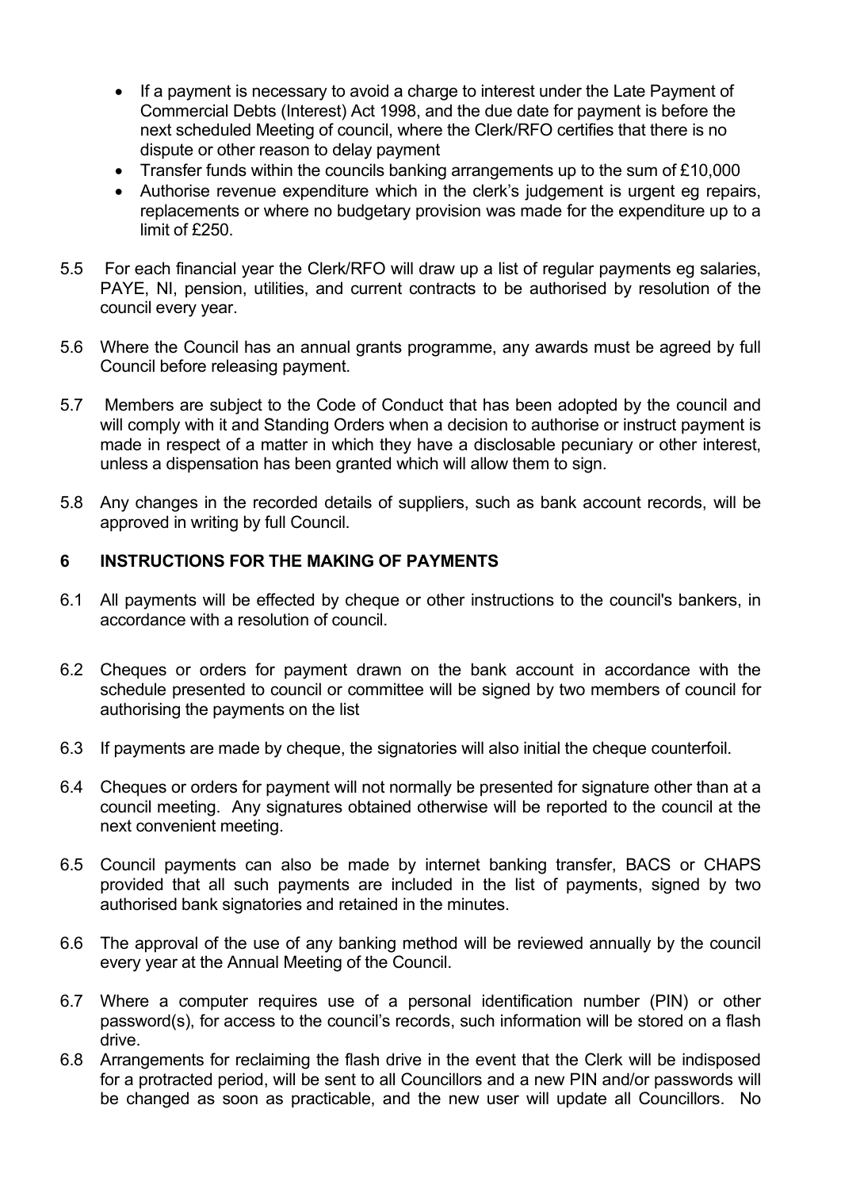- If a payment is necessary to avoid a charge to interest under the Late Payment of Commercial Debts (Interest) Act 1998, and the due date for payment is before the next scheduled Meeting of council, where the Clerk/RFO certifies that there is no dispute or other reason to delay payment
- Transfer funds within the councils banking arrangements up to the sum of £10,000
- Authorise revenue expenditure which in the clerk's judgement is urgent eg repairs, replacements or where no budgetary provision was made for the expenditure up to a limit of £250.

5.5 For each financial year the Clerk/RFO will draw up a list of regular payments eg salaries, PAYE, NI, pension, utilities, and current contracts to be authorised by resolution of the council every year.

5.6 Where the Council has an annual grants programme, any awards must be agreed by full Council before releasing payment.

5.7 Members are subject to the Code of Conduct that has been adopted by the council and will comply with it and Standing Orders when a decision to authorise or instruct payment is made in respect of a matter in which they have a disclosable pecuniary or other interest, unless a dispensation has been granted which will allow them to sign.

5.8 Any changes in the recorded details of suppliers, such as bank account records, will be approved in writing by full Council.

## 6 INSTRUCTIONS FOR THE MAKING OF PAYMENTS

6.1 All payments will be effected by cheque or other instructions to the council's bankers, in accordance with a resolution of council.

6.2 Cheques or orders for payment drawn on the bank account in accordance with the schedule presented to council or committee will be signed by two members of council for authorising the payments on the list

6.3 If payments are made by cheque, the signatories will also initial the cheque counterfoil.

6.4 Cheques or orders for payment will not normally be presented for signature other than at a council meeting. Any signatures obtained otherwise will be reported to the council at the next convenient meeting.

6.5 Council payments can also be made by internet banking transfer, BACS or CHAPS provided that all such payments are included in the list of payments, signed by two authorised bank signatories and retained in the minutes.

6.6 The approval of the use of any banking method will be reviewed annually by the council every year at the Annual Meeting of the Council.

6.7 Where a computer requires use of a personal identification number (PIN) or other password(s), for access to the council's records, such information will be stored on a flash drive.

6.8 Arrangements for reclaiming the flash drive in the event that the Clerk will be indisposed for a protracted period, will be sent to all Councillors and a new PIN and/or passwords will be changed as soon as practicable, and the new user will update all Councillors. No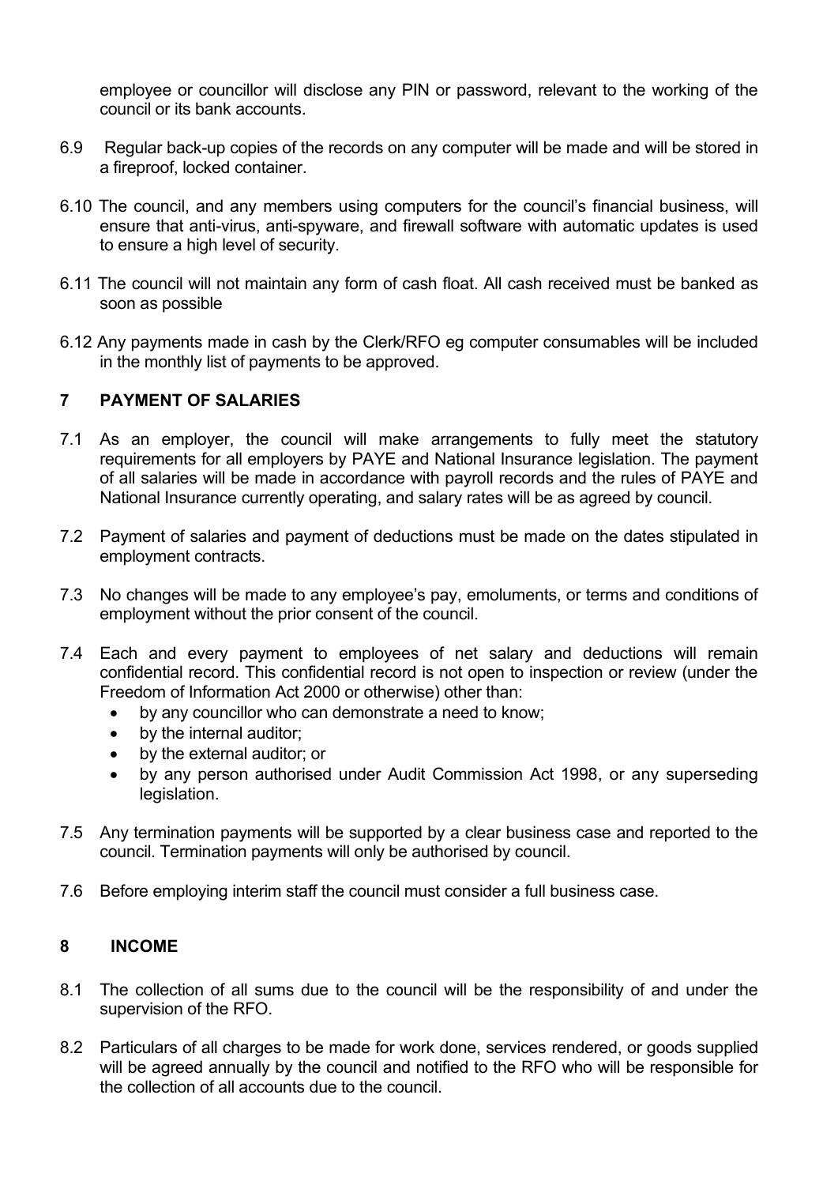employee or councillor will disclose any PIN or password, relevant to the working of the council or its bank accounts.

6.9 Regular back-up copies of the records on any computer will be made and will be stored in a fireproof, locked container.

6.10 The council, and any members using computers for the council's financial business, will ensure that anti-virus, anti-spyware, and firewall software with automatic updates is used to ensure a high level of security.

6.11 The council will not maintain any form of cash float. All cash received must be banked as soon as possible

6.12 Any payments made in cash by the Clerk/RFO eg computer consumables will be included in the monthly list of payments to be approved.

## 7 PAYMENT OF SALARIES

7.1 As an employer, the council will make arrangements to fully meet the statutory requirements for all employers by PAYE and National Insurance legislation. The payment of all salaries will be made in accordance with payroll records and the rules of PAYE and National Insurance currently operating, and salary rates will be as agreed by council.

7.2 Payment of salaries and payment of deductions must be made on the dates stipulated in employment contracts.

7.3 No changes will be made to any employee's pay, emoluments, or terms and conditions of employment without the prior consent of the council.

7.4 Each and every payment to employees of net salary and deductions will remain confidential record. This confidential record is not open to inspection or review (under the Freedom of Information Act 2000 or otherwise) other than:

- by any councillor who can demonstrate a need to know;
- by the internal auditor;
- by the external auditor; or
- by any person authorised under Audit Commission Act 1998, or any superseding legislation.

7.5 Any termination payments will be supported by a clear business case and reported to the council. Termination payments will only be authorised by council.

7.6 Before employing interim staff the council must consider a full business case.

## 8 INCOME

8.1 The collection of all sums due to the council will be the responsibility of and under the supervision of the RFO.

8.2 Particulars of all charges to be made for work done, services rendered, or goods supplied will be agreed annually by the council and notified to the RFO who will be responsible for the collection of all accounts due to the council.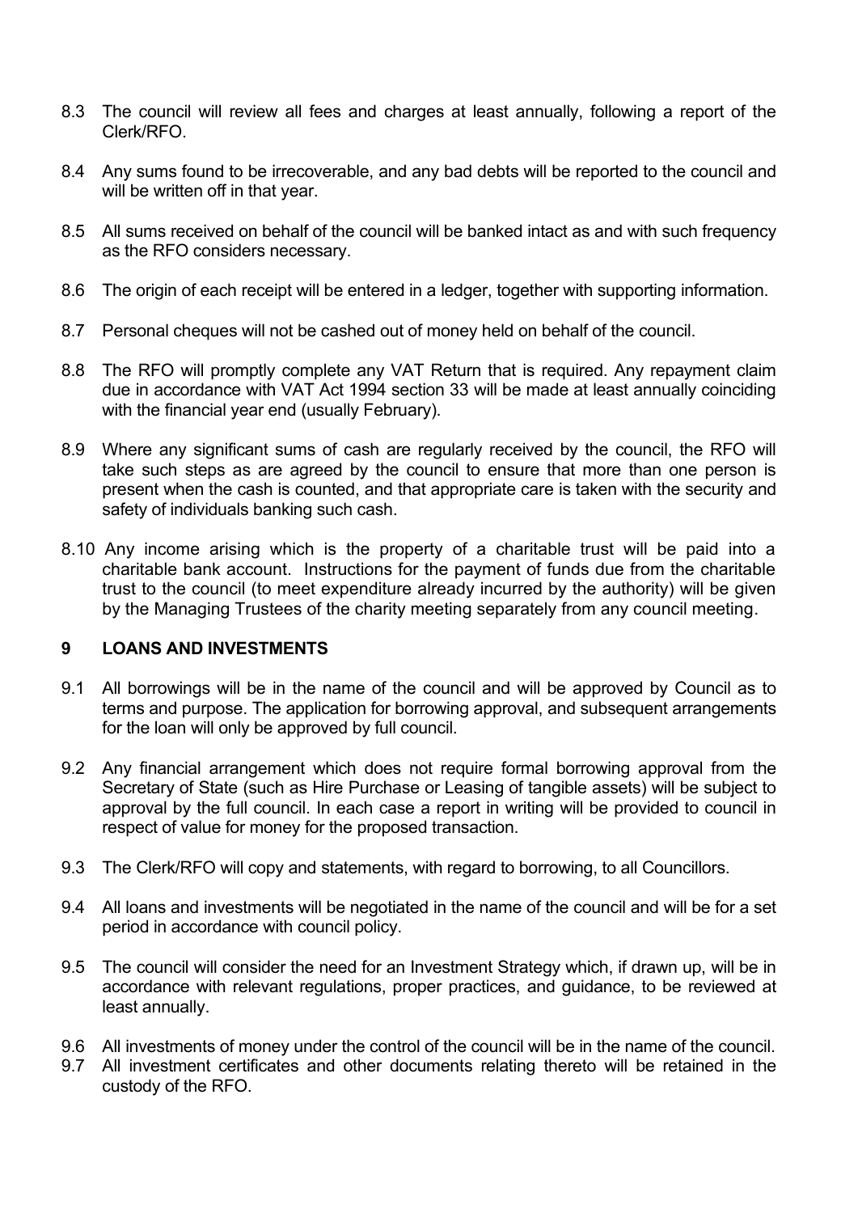8.3 The council will review all fees and charges at least annually, following a report of the Clerk/RFO.

8.4 Any sums found to be irrecoverable, and any bad debts will be reported to the council and will be written off in that year.

8.5 All sums received on behalf of the council will be banked intact as and with such frequency as the RFO considers necessary.

8.6 The origin of each receipt will be entered in a ledger, together with supporting information.

8.7 Personal cheques will not be cashed out of money held on behalf of the council.

8.8 The RFO will promptly complete any VAT Return that is required. Any repayment claim due in accordance with VAT Act 1994 section 33 will be made at least annually coinciding with the financial year end (usually February).

8.9 Where any significant sums of cash are regularly received by the council, the RFO will take such steps as are agreed by the council to ensure that more than one person is present when the cash is counted, and that appropriate care is taken with the security and safety of individuals banking such cash.

8.10 Any income arising which is the property of a charitable trust will be paid into a charitable bank account. Instructions for the payment of funds due from the charitable trust to the council (to meet expenditure already incurred by the authority) will be given by the Managing Trustees of the charity meeting separately from any council meeting.

## 9 LOANS AND INVESTMENTS

9.1 All borrowings will be in the name of the council and will be approved by Council as to terms and purpose. The application for borrowing approval, and subsequent arrangements for the loan will only be approved by full council.

9.2 Any financial arrangement which does not require formal borrowing approval from the Secretary of State (such as Hire Purchase or Leasing of tangible assets) will be subject to approval by the full council. In each case a report in writing will be provided to council in respect of value for money for the proposed transaction.

9.3 The Clerk/RFO will copy and statements, with regard to borrowing, to all Councillors.

9.4 All loans and investments will be negotiated in the name of the council and will be for a set period in accordance with council policy.

9.5 The council will consider the need for an Investment Strategy which, if drawn up, will be in accordance with relevant regulations, proper practices, and guidance, to be reviewed at least annually.

9.6 All investments of money under the control of the council will be in the name of the council.

9.7 All investment certificates and other documents relating thereto will be retained in the custody of the RFO.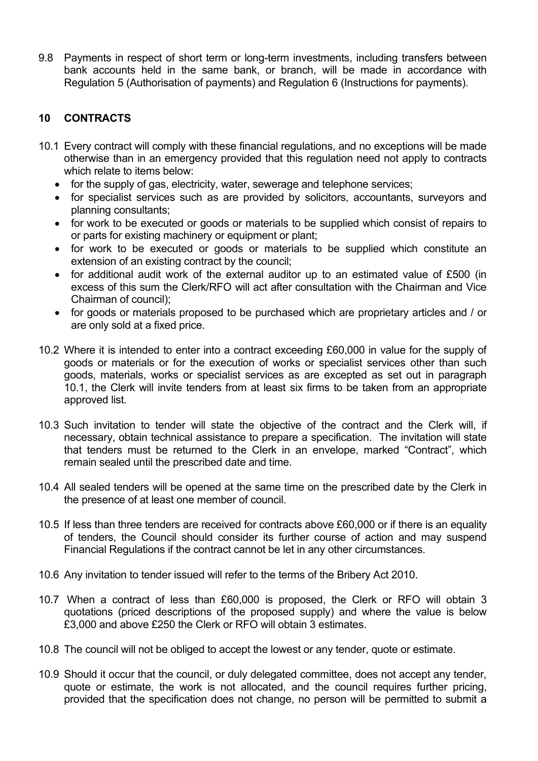9.8 Payments in respect of short term or long-term investments, including transfers between bank accounts held in the same bank, or branch, will be made in accordance with Regulation 5 (Authorisation of payments) and Regulation 6 (Instructions for payments).

## 10 CONTRACTS

10.1 Every contract will comply with these financial regulations, and no exceptions will be made otherwise than in an emergency provided that this regulation need not apply to contracts which relate to items below:

- for the supply of gas, electricity, water, sewerage and telephone services;
- for specialist services such as are provided by solicitors, accountants, surveyors and planning consultants;
- for work to be executed or goods or materials to be supplied which consist of repairs to or parts for existing machinery or equipment or plant;
- for work to be executed or goods or materials to be supplied which constitute an extension of an existing contract by the council;
- for additional audit work of the external auditor up to an estimated value of £500 (in excess of this sum the Clerk/RFO will act after consultation with the Chairman and Vice Chairman of council);
- for goods or materials proposed to be purchased which are proprietary articles and / or are only sold at a fixed price.

10.2 Where it is intended to enter into a contract exceeding £60,000 in value for the supply of goods or materials or for the execution of works or specialist services other than such goods, materials, works or specialist services as are excepted as set out in paragraph 10.1, the Clerk will invite tenders from at least six firms to be taken from an appropriate approved list.

10.3 Such invitation to tender will state the objective of the contract and the Clerk will, if necessary, obtain technical assistance to prepare a specification. The invitation will state that tenders must be returned to the Clerk in an envelope, marked "Contract", which remain sealed until the prescribed date and time.

10.4 All sealed tenders will be opened at the same time on the prescribed date by the Clerk in the presence of at least one member of council.

10.5 If less than three tenders are received for contracts above £60,000 or if there is an equality of tenders, the Council should consider its further course of action and may suspend Financial Regulations if the contract cannot be let in any other circumstances.

10.6 Any invitation to tender issued will refer to the terms of the Bribery Act 2010.

10.7 When a contract of less than £60,000 is proposed, the Clerk or RFO will obtain 3 quotations (priced descriptions of the proposed supply) and where the value is below £3,000 and above £250 the Clerk or RFO will obtain 3 estimates.

10.8 The council will not be obliged to accept the lowest or any tender, quote or estimate.

10.9 Should it occur that the council, or duly delegated committee, does not accept any tender, quote or estimate, the work is not allocated, and the council requires further pricing, provided that the specification does not change, no person will be permitted to submit a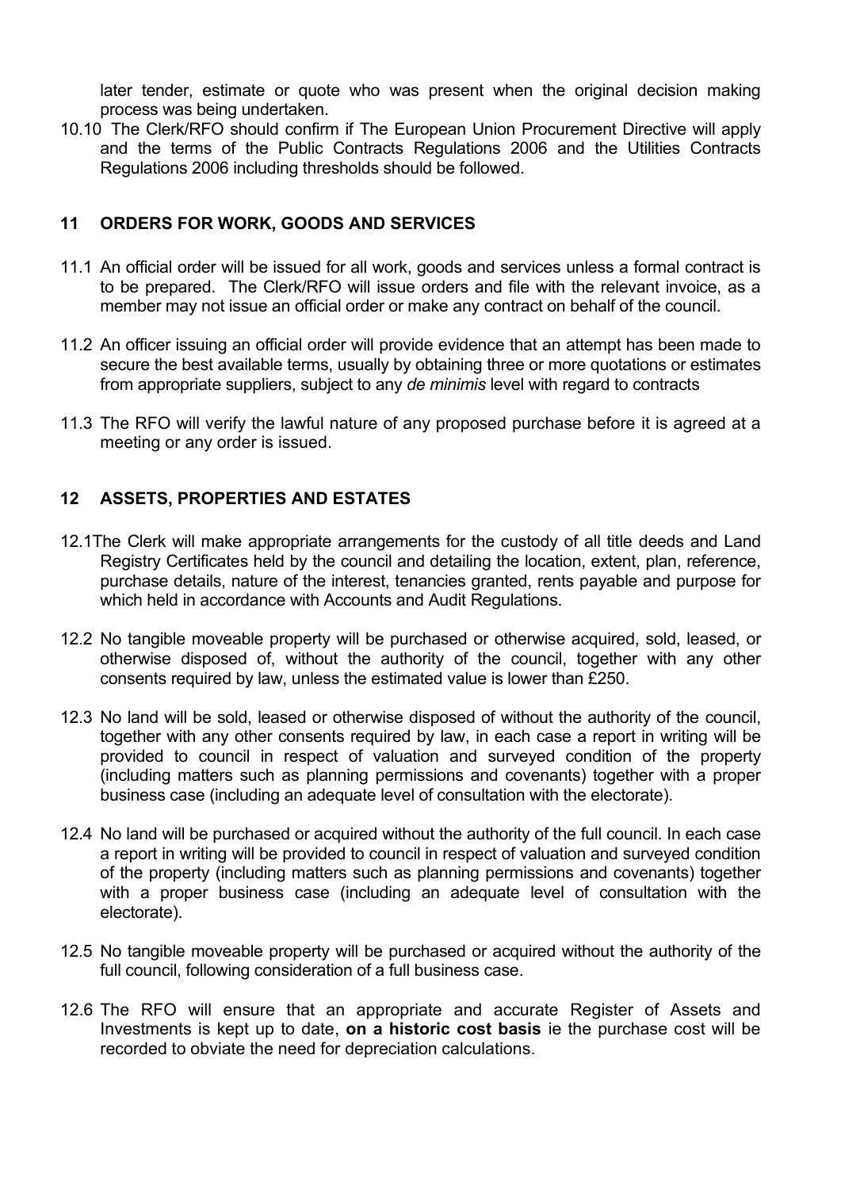later tender, estimate or quote who was present when the original decision making process was being undertaken.

10.10 The Clerk/RFO should confirm if The European Union Procurement Directive will apply and the terms of the Public Contracts Regulations 2006 and the Utilities Contracts Regulations 2006 including thresholds should be followed.

## 11 ORDERS FOR WORK, GOODS AND SERVICES

11.1 An official order will be issued for all work, goods and services unless a formal contract is to be prepared. The Clerk/RFO will issue orders and file with the relevant invoice, as a member may not issue an official order or make any contract on behalf of the council.

11.2 An officer issuing an official order will provide evidence that an attempt has been made to secure the best available terms, usually by obtaining three or more quotations or estimates from appropriate suppliers, subject to any *de minimis* level with regard to contracts

11.3 The RFO will verify the lawful nature of any proposed purchase before it is agreed at a meeting or any order is issued.

## 12 ASSETS, PROPERTIES AND ESTATES

12.1The Clerk will make appropriate arrangements for the custody of all title deeds and Land Registry Certificates held by the council and detailing the location, extent, plan, reference, purchase details, nature of the interest, tenancies granted, rents payable and purpose for which held in accordance with Accounts and Audit Regulations.

12.2 No tangible moveable property will be purchased or otherwise acquired, sold, leased, or otherwise disposed of, without the authority of the council, together with any other consents required by law, unless the estimated value is lower than £250.

12.3 No land will be sold, leased or otherwise disposed of without the authority of the council, together with any other consents required by law, in each case a report in writing will be provided to council in respect of valuation and surveyed condition of the property (including matters such as planning permissions and covenants) together with a proper business case (including an adequate level of consultation with the electorate).

12.4 No land will be purchased or acquired without the authority of the full council. In each case a report in writing will be provided to council in respect of valuation and surveyed condition of the property (including matters such as planning permissions and covenants) together with a proper business case (including an adequate level of consultation with the electorate).

12.5 No tangible moveable property will be purchased or acquired without the authority of the full council, following consideration of a full business case.

12.6 The RFO will ensure that an appropriate and accurate Register of Assets and Investments is kept up to date, **on a historic cost basis** ie the purchase cost will be recorded to obviate the need for depreciation calculations.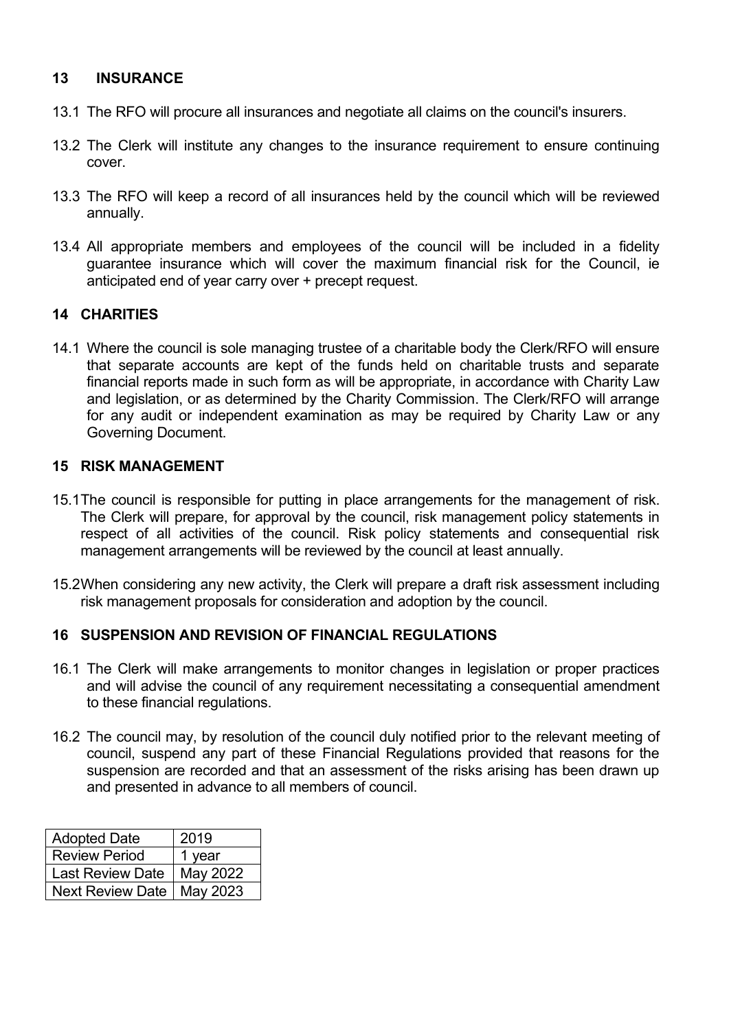## 13 INSURANCE

13.1 The RFO will procure all insurances and negotiate all claims on the council's insurers.

13.2 The Clerk will institute any changes to the insurance requirement to ensure continuing cover.

13.3 The RFO will keep a record of all insurances held by the council which will be reviewed annually.

13.4 All appropriate members and employees of the council will be included in a fidelity guarantee insurance which will cover the maximum financial risk for the Council, ie anticipated end of year carry over + precept request.

## 14 CHARITIES

14.1 Where the council is sole managing trustee of a charitable body the Clerk/RFO will ensure that separate accounts are kept of the funds held on charitable trusts and separate financial reports made in such form as will be appropriate, in accordance with Charity Law and legislation, or as determined by the Charity Commission. The Clerk/RFO will arrange for any audit or independent examination as may be required by Charity Law or any Governing Document.

## 15 RISK MANAGEMENT

15.1 The council is responsible for putting in place arrangements for the management of risk. The Clerk will prepare, for approval by the council, risk management policy statements in respect of all activities of the council. Risk policy statements and consequential risk management arrangements will be reviewed by the council at least annually.

15.2 When considering any new activity, the Clerk will prepare a draft risk assessment including risk management proposals for consideration and adoption by the council.

## 16 SUSPENSION AND REVISION OF FINANCIAL REGULATIONS

16.1 The Clerk will make arrangements to monitor changes in legislation or proper practices and will advise the council of any requirement necessitating a consequential amendment to these financial regulations.

16.2 The council may, by resolution of the council duly notified prior to the relevant meeting of council, suspend any part of these Financial Regulations provided that reasons for the suspension are recorded and that an assessment of the risks arising has been drawn up and presented in advance to all members of council.

| | |
|---|---|
| Adopted Date | 2019 |
| Review Period | 1 year |
| Last Review Date | May 2022 |
| Next Review Date | May 2023 |